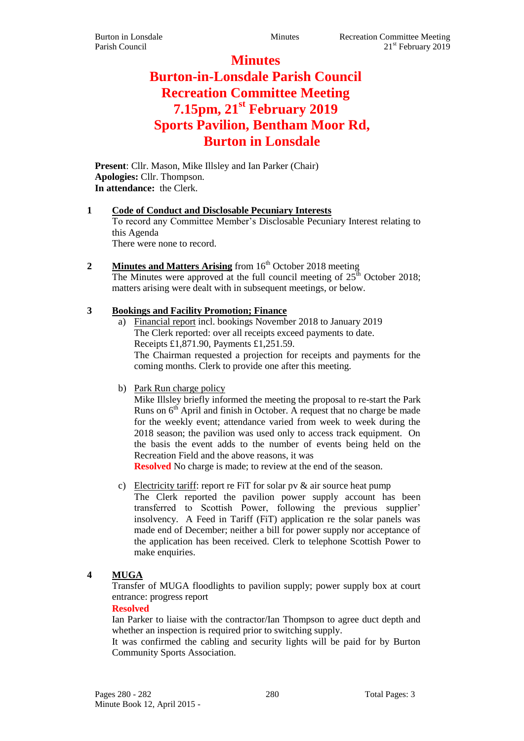# Minutes
# Burton-in-Lonsdale Parish Council
# Recreation Committee Meeting
# 7.15pm, 21st February 2019
# Sports Pavilion, Bentham Moor Rd, Burton in Lonsdale

**Present**: Cllr. Mason, Mike Illsley and Ian Parker (Chair)
**Apologies:** Cllr. Thompson.
**In attendance:** the Clerk.

**1 Code of Conduct and Disclosable Pecuniary Interests**

To record any Committee Member's Disclosable Pecuniary Interest relating to this Agenda

There were none to record.

**2 Minutes and Matters Arising** from 16th October 2018 meeting

The Minutes were approved at the full council meeting of 25th October 2018; matters arising were dealt with in subsequent meetings, or below.

**3 Bookings and Facility Promotion; Finance**

a) Financial report incl. bookings November 2018 to January 2019

The Clerk reported: over all receipts exceed payments to date.

Receipts £1,871.90, Payments £1,251.59.

The Chairman requested a projection for receipts and payments for the coming months. Clerk to provide one after this meeting.

b) Park Run charge policy

Mike Illsley briefly informed the meeting the proposal to re-start the Park Runs on 6th April and finish in October. A request that no charge be made for the weekly event; attendance varied from week to week during the 2018 season; the pavilion was used only to access track equipment. On the basis the event adds to the number of events being held on the Recreation Field and the above reasons, it was

**Resolved** No charge is made; to review at the end of the season.

c) Electricity tariff: report re FiT for solar pv & air source heat pump

The Clerk reported the pavilion power supply account has been transferred to Scottish Power, following the previous supplier' insolvency. A Feed in Tariff (FiT) application re the solar panels was made end of December; neither a bill for power supply nor acceptance of the application has been received. Clerk to telephone Scottish Power to make enquiries.

**4 MUGA**

Transfer of MUGA floodlights to pavilion supply; power supply box at court entrance: progress report

**Resolved**

Ian Parker to liaise with the contractor/Ian Thompson to agree duct depth and whether an inspection is required prior to switching supply.

It was confirmed the cabling and security lights will be paid for by Burton Community Sports Association.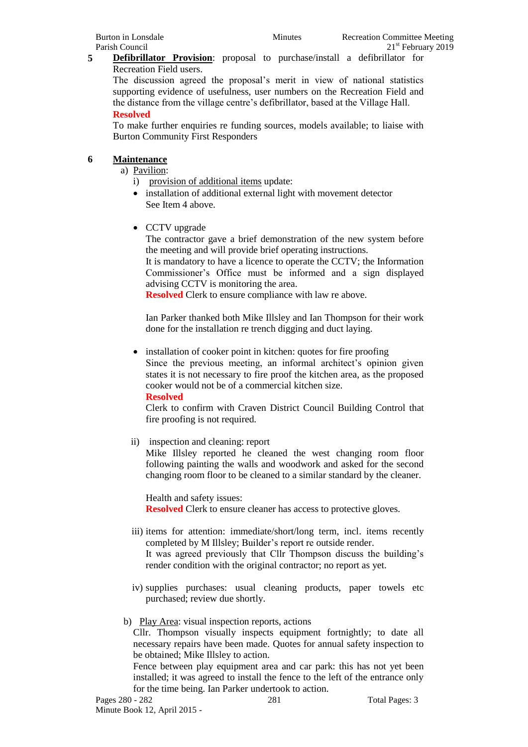**5** **Defibrillator Provision**: proposal to purchase/install a defibrillator for Recreation Field users.

The discussion agreed the proposal's merit in view of national statistics supporting evidence of usefulness, user numbers on the Recreation Field and the distance from the village centre's defibrillator, based at the Village Hall.

**Resolved**

To make further enquiries re funding sources, models available; to liaise with Burton Community First Responders

**6** **Maintenance**

a) Pavilion:

i) provision of additional items update:

- installation of additional external light with movement detector
  See Item 4 above.

- CCTV upgrade
  The contractor gave a brief demonstration of the new system before the meeting and will provide brief operating instructions.
  It is mandatory to have a licence to operate the CCTV; the Information Commissioner's Office must be informed and a sign displayed advising CCTV is monitoring the area.
  **Resolved** Clerk to ensure compliance with law re above.

  Ian Parker thanked both Mike Illsley and Ian Thompson for their work done for the installation re trench digging and duct laying.

- installation of cooker point in kitchen: quotes for fire proofing
  Since the previous meeting, an informal architect's opinion given states it is not necessary to fire proof the kitchen area, as the proposed cooker would not be of a commercial kitchen size.
  **Resolved**
  Clerk to confirm with Craven District Council Building Control that fire proofing is not required.

ii) inspection and cleaning: report
Mike Illsley reported he cleaned the west changing room floor following painting the walls and woodwork and asked for the second changing room floor to be cleaned to a similar standard by the cleaner.

Health and safety issues:
**Resolved** Clerk to ensure cleaner has access to protective gloves.

iii) items for attention: immediate/short/long term, incl. items recently completed by M Illsley; Builder's report re outside render.
It was agreed previously that Cllr Thompson discuss the building's render condition with the original contractor; no report as yet.

iv) supplies purchases: usual cleaning products, paper towels etc purchased; review due shortly.

b) Play Area: visual inspection reports, actions
Cllr. Thompson visually inspects equipment fortnightly; to date all necessary repairs have been made. Quotes for annual safety inspection to be obtained; Mike Illsley to action.
Fence between play equipment area and car park: this has not yet been installed; it was agreed to install the fence to the left of the entrance only for the time being. Ian Parker undertook to action.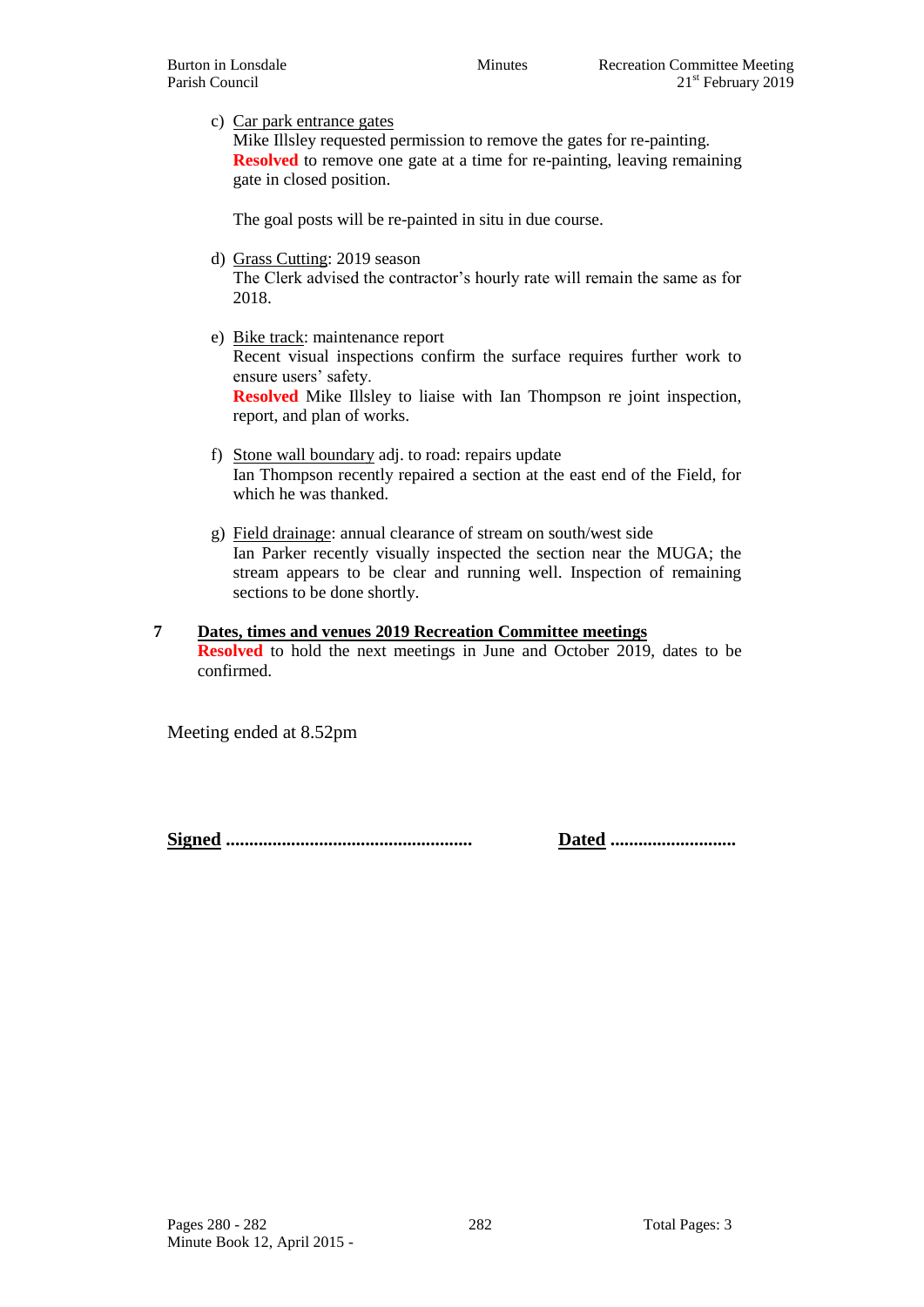c) Car park entrance gates
   Mike Illsley requested permission to remove the gates for re-painting.
   **Resolved** to remove one gate at a time for re-painting, leaving remaining gate in closed position.

   The goal posts will be re-painted in situ in due course.

d) Grass Cutting: 2019 season
   The Clerk advised the contractor's hourly rate will remain the same as for 2018.

e) Bike track: maintenance report
   Recent visual inspections confirm the surface requires further work to ensure users' safety.
   **Resolved** Mike Illsley to liaise with Ian Thompson re joint inspection, report, and plan of works.

f) Stone wall boundary adj. to road: repairs update
   Ian Thompson recently repaired a section at the east end of the Field, for which he was thanked.

g) Field drainage: annual clearance of stream on south/west side
   Ian Parker recently visually inspected the section near the MUGA; the stream appears to be clear and running well. Inspection of remaining sections to be done shortly.

**7 Dates, times and venues 2019 Recreation Committee meetings**

**Resolved** to hold the next meetings in June and October 2019, dates to be confirmed.

Meeting ended at 8.52pm

**Signed** ....................................................     **Dated** ..........................

Pages 280 - 282
Minute Book 12, April 2015 -